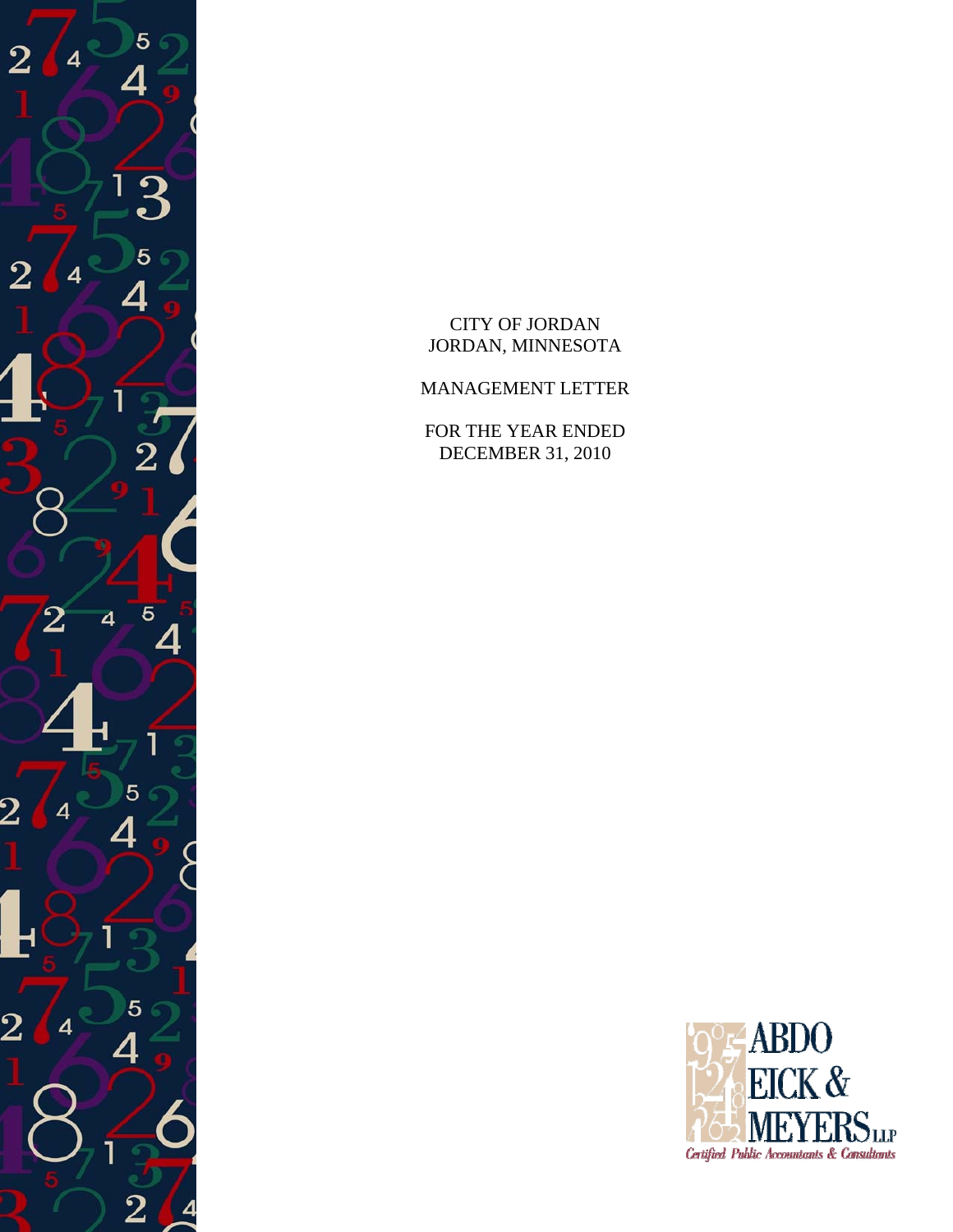CITY OF JORDAN
JORDAN, MINNESOTA

MANAGEMENT LETTER

FOR THE YEAR ENDED
DECEMBER 31, 2010

ABDO
EICK &
MEYERS LLP
*Certified Public Accountants & Consultants*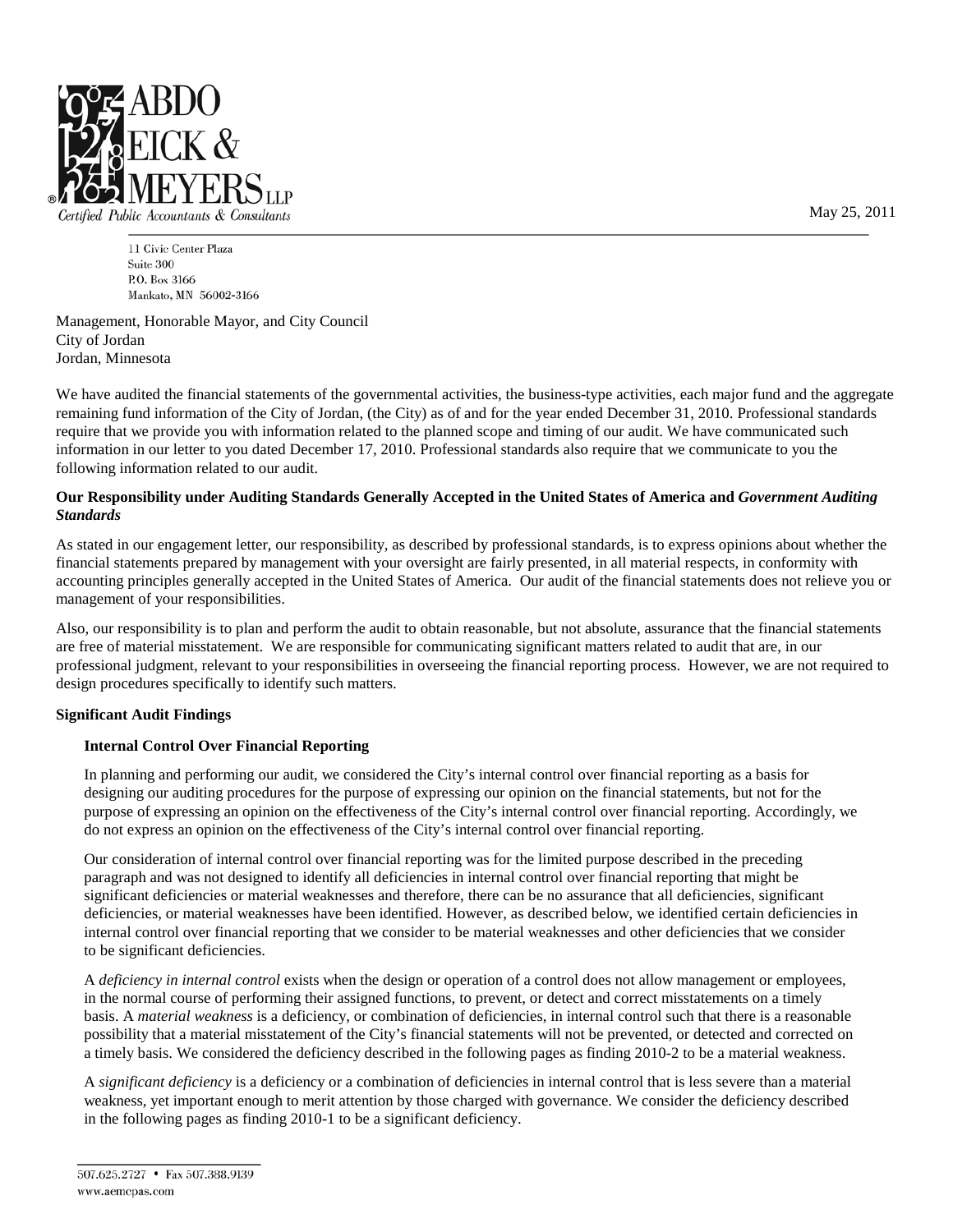ABDO EICK & MEYERS LLP

Certified Public Accountants & Consultants

May 25, 2011

11 Civic Center Plaza
Suite 300
P.O. Box 3166
Mankato, MN 56002-3166

Management, Honorable Mayor, and City Council
City of Jordan
Jordan, Minnesota

We have audited the financial statements of the governmental activities, the business-type activities, each major fund and the aggregate remaining fund information of the City of Jordan, (the City) as of and for the year ended December 31, 2010. Professional standards require that we provide you with information related to the planned scope and timing of our audit. We have communicated such information in our letter to you dated December 17, 2010. Professional standards also require that we communicate to you the following information related to our audit.

**Our Responsibility under Auditing Standards Generally Accepted in the United States of America and *Government Auditing Standards***

As stated in our engagement letter, our responsibility, as described by professional standards, is to express opinions about whether the financial statements prepared by management with your oversight are fairly presented, in all material respects, in conformity with accounting principles generally accepted in the United States of America. Our audit of the financial statements does not relieve you or management of your responsibilities.

Also, our responsibility is to plan and perform the audit to obtain reasonable, but not absolute, assurance that the financial statements are free of material misstatement. We are responsible for communicating significant matters related to audit that are, in our professional judgment, relevant to your responsibilities in overseeing the financial reporting process. However, we are not required to design procedures specifically to identify such matters.

**Significant Audit Findings**

**Internal Control Over Financial Reporting**

In planning and performing our audit, we considered the City's internal control over financial reporting as a basis for designing our auditing procedures for the purpose of expressing our opinion on the financial statements, but not for the purpose of expressing an opinion on the effectiveness of the City's internal control over financial reporting. Accordingly, we do not express an opinion on the effectiveness of the City's internal control over financial reporting.

Our consideration of internal control over financial reporting was for the limited purpose described in the preceding paragraph and was not designed to identify all deficiencies in internal control over financial reporting that might be significant deficiencies or material weaknesses and therefore, there can be no assurance that all deficiencies, significant deficiencies, or material weaknesses have been identified. However, as described below, we identified certain deficiencies in internal control over financial reporting that we consider to be material weaknesses and other deficiencies that we consider to be significant deficiencies.

A *deficiency in internal control* exists when the design or operation of a control does not allow management or employees, in the normal course of performing their assigned functions, to prevent, or detect and correct misstatements on a timely basis. A *material weakness* is a deficiency, or combination of deficiencies, in internal control such that there is a reasonable possibility that a material misstatement of the City's financial statements will not be prevented, or detected and corrected on a timely basis. We considered the deficiency described in the following pages as finding 2010-2 to be a material weakness.

A *significant deficiency* is a deficiency or a combination of deficiencies in internal control that is less severe than a material weakness, yet important enough to merit attention by those charged with governance. We consider the deficiency described in the following pages as finding 2010-1 to be a significant deficiency.

507.625.2727 • Fax 507.388.9139
www.aemcpas.com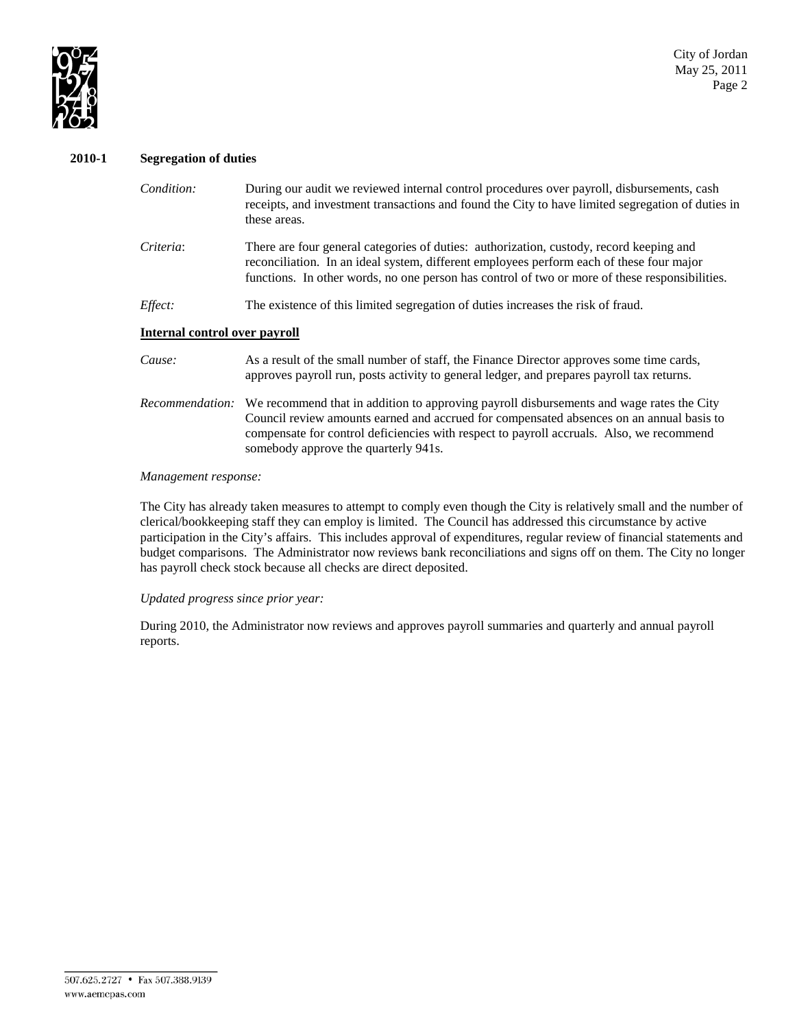## 2010-1 Segregation of duties

*Condition:* During our audit we reviewed internal control procedures over payroll, disbursements, cash receipts, and investment transactions and found the City to have limited segregation of duties in these areas.

*Criteria*: There are four general categories of duties: authorization, custody, record keeping and reconciliation. In an ideal system, different employees perform each of these four major functions. In other words, no one person has control of two or more of these responsibilities.

*Effect:* The existence of this limited segregation of duties increases the risk of fraud.

**Internal control over payroll**

*Cause:* As a result of the small number of staff, the Finance Director approves some time cards, approves payroll run, posts activity to general ledger, and prepares payroll tax returns.

*Recommendation:* We recommend that in addition to approving payroll disbursements and wage rates the City Council review amounts earned and accrued for compensated absences on an annual basis to compensate for control deficiencies with respect to payroll accruals. Also, we recommend somebody approve the quarterly 941s.

*Management response:*

The City has already taken measures to attempt to comply even though the City is relatively small and the number of clerical/bookkeeping staff they can employ is limited. The Council has addressed this circumstance by active participation in the City's affairs. This includes approval of expenditures, regular review of financial statements and budget comparisons. The Administrator now reviews bank reconciliations and signs off on them. The City no longer has payroll check stock because all checks are direct deposited.

*Updated progress since prior year:*

During 2010, the Administrator now reviews and approves payroll summaries and quarterly and annual payroll reports.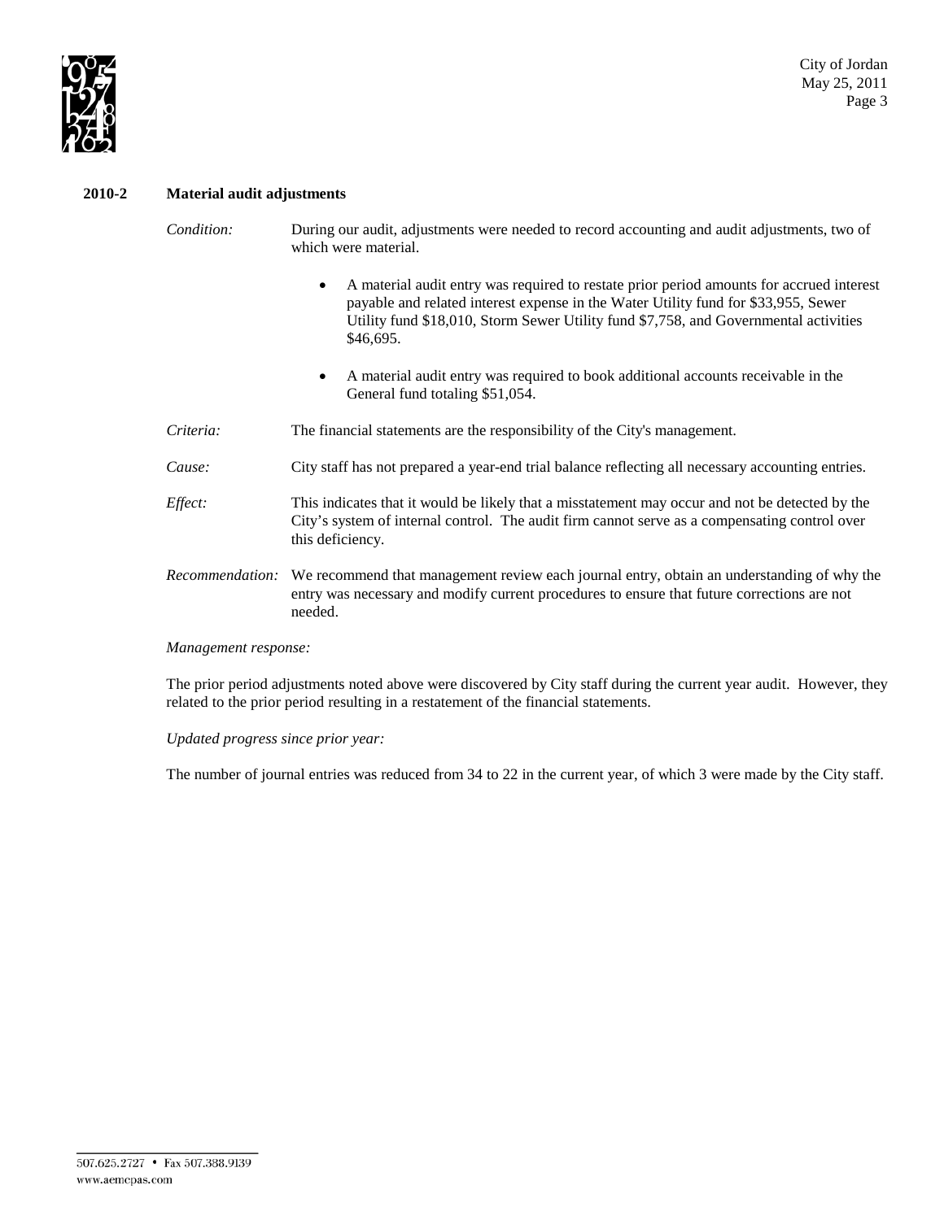**2010-2 Material audit adjustments**

*Condition:* During our audit, adjustments were needed to record accounting and audit adjustments, two of which were material.

- A material audit entry was required to restate prior period amounts for accrued interest payable and related interest expense in the Water Utility fund for $33,955, Sewer Utility fund $18,010, Storm Sewer Utility fund $7,758, and Governmental activities $46,695.
- A material audit entry was required to book additional accounts receivable in the General fund totaling $51,054.

*Criteria:* The financial statements are the responsibility of the City's management.

*Cause:* City staff has not prepared a year-end trial balance reflecting all necessary accounting entries.

*Effect:* This indicates that it would be likely that a misstatement may occur and not be detected by the City's system of internal control. The audit firm cannot serve as a compensating control over this deficiency.

*Recommendation:* We recommend that management review each journal entry, obtain an understanding of why the entry was necessary and modify current procedures to ensure that future corrections are not needed.

*Management response:*

The prior period adjustments noted above were discovered by City staff during the current year audit. However, they related to the prior period resulting in a restatement of the financial statements.

*Updated progress since prior year:*

The number of journal entries was reduced from 34 to 22 in the current year, of which 3 were made by the City staff.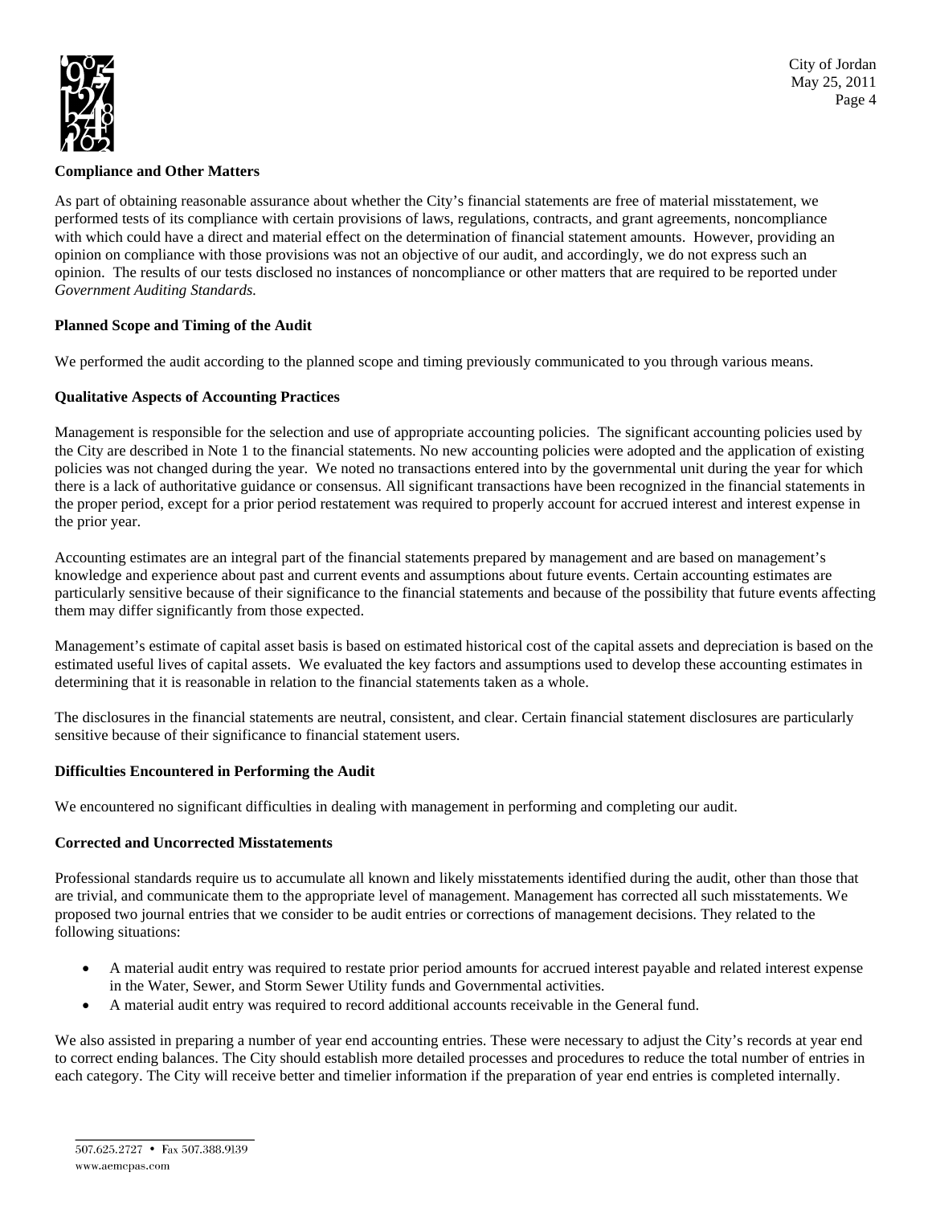### Compliance and Other Matters

As part of obtaining reasonable assurance about whether the City's financial statements are free of material misstatement, we performed tests of its compliance with certain provisions of laws, regulations, contracts, and grant agreements, noncompliance with which could have a direct and material effect on the determination of financial statement amounts. However, providing an opinion on compliance with those provisions was not an objective of our audit, and accordingly, we do not express such an opinion. The results of our tests disclosed no instances of noncompliance or other matters that are required to be reported under *Government Auditing Standards.*

### Planned Scope and Timing of the Audit

We performed the audit according to the planned scope and timing previously communicated to you through various means.

### Qualitative Aspects of Accounting Practices

Management is responsible for the selection and use of appropriate accounting policies. The significant accounting policies used by the City are described in Note 1 to the financial statements. No new accounting policies were adopted and the application of existing policies was not changed during the year. We noted no transactions entered into by the governmental unit during the year for which there is a lack of authoritative guidance or consensus. All significant transactions have been recognized in the financial statements in the proper period, except for a prior period restatement was required to properly account for accrued interest and interest expense in the prior year.

Accounting estimates are an integral part of the financial statements prepared by management and are based on management's knowledge and experience about past and current events and assumptions about future events. Certain accounting estimates are particularly sensitive because of their significance to the financial statements and because of the possibility that future events affecting them may differ significantly from those expected.

Management's estimate of capital asset basis is based on estimated historical cost of the capital assets and depreciation is based on the estimated useful lives of capital assets. We evaluated the key factors and assumptions used to develop these accounting estimates in determining that it is reasonable in relation to the financial statements taken as a whole.

The disclosures in the financial statements are neutral, consistent, and clear. Certain financial statement disclosures are particularly sensitive because of their significance to financial statement users.

### Difficulties Encountered in Performing the Audit

We encountered no significant difficulties in dealing with management in performing and completing our audit.

### Corrected and Uncorrected Misstatements

Professional standards require us to accumulate all known and likely misstatements identified during the audit, other than those that are trivial, and communicate them to the appropriate level of management. Management has corrected all such misstatements. We proposed two journal entries that we consider to be audit entries or corrections of management decisions. They related to the following situations:

- A material audit entry was required to restate prior period amounts for accrued interest payable and related interest expense in the Water, Sewer, and Storm Sewer Utility funds and Governmental activities.
- A material audit entry was required to record additional accounts receivable in the General fund.

We also assisted in preparing a number of year end accounting entries. These were necessary to adjust the City's records at year end to correct ending balances. The City should establish more detailed processes and procedures to reduce the total number of entries in each category. The City will receive better and timelier information if the preparation of year end entries is completed internally.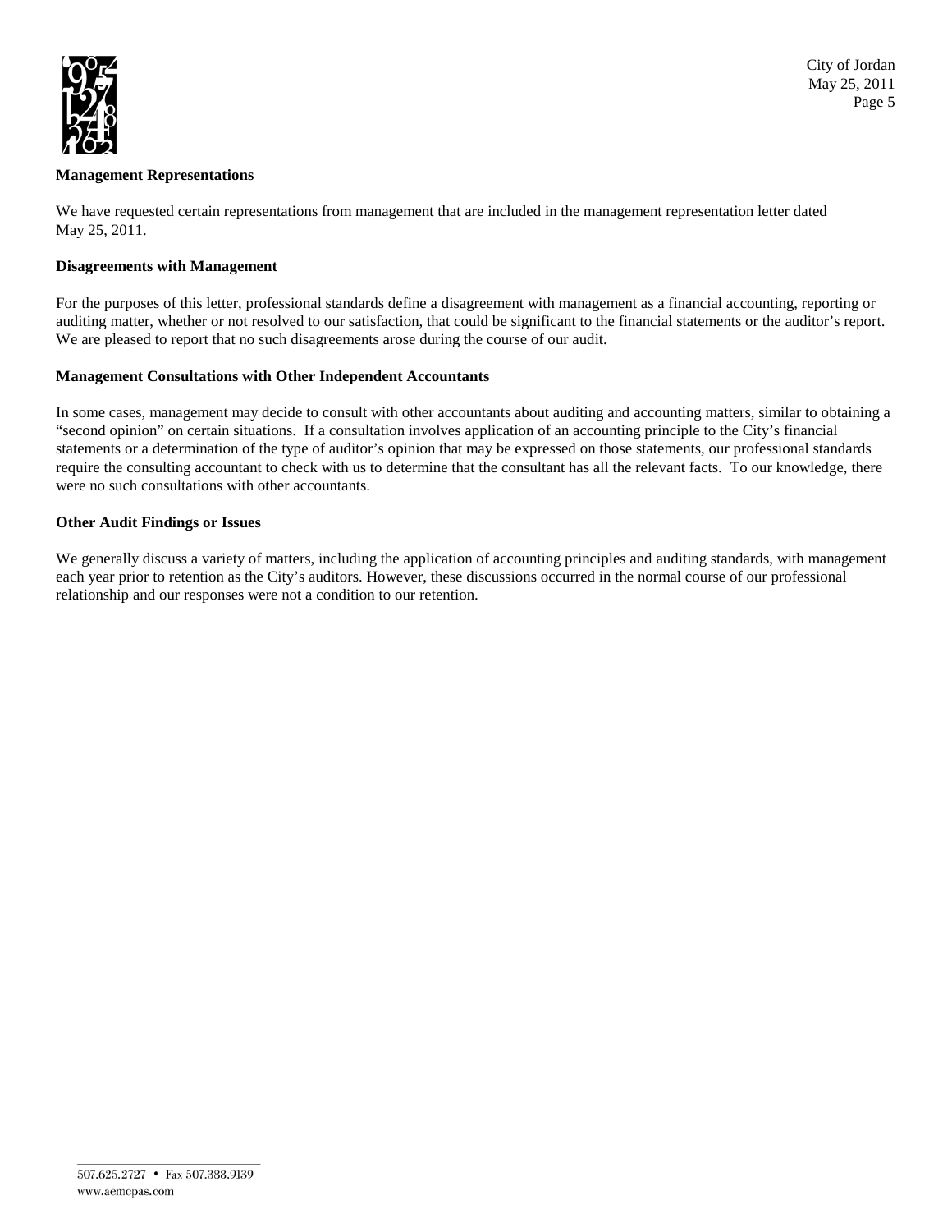### Management Representations

We have requested certain representations from management that are included in the management representation letter dated May 25, 2011.

### Disagreements with Management

For the purposes of this letter, professional standards define a disagreement with management as a financial accounting, reporting or auditing matter, whether or not resolved to our satisfaction, that could be significant to the financial statements or the auditor's report. We are pleased to report that no such disagreements arose during the course of our audit.

### Management Consultations with Other Independent Accountants

In some cases, management may decide to consult with other accountants about auditing and accounting matters, similar to obtaining a "second opinion" on certain situations. If a consultation involves application of an accounting principle to the City's financial statements or a determination of the type of auditor's opinion that may be expressed on those statements, our professional standards require the consulting accountant to check with us to determine that the consultant has all the relevant facts. To our knowledge, there were no such consultations with other accountants.

### Other Audit Findings or Issues

We generally discuss a variety of matters, including the application of accounting principles and auditing standards, with management each year prior to retention as the City's auditors. However, these discussions occurred in the normal course of our professional relationship and our responses were not a condition to our retention.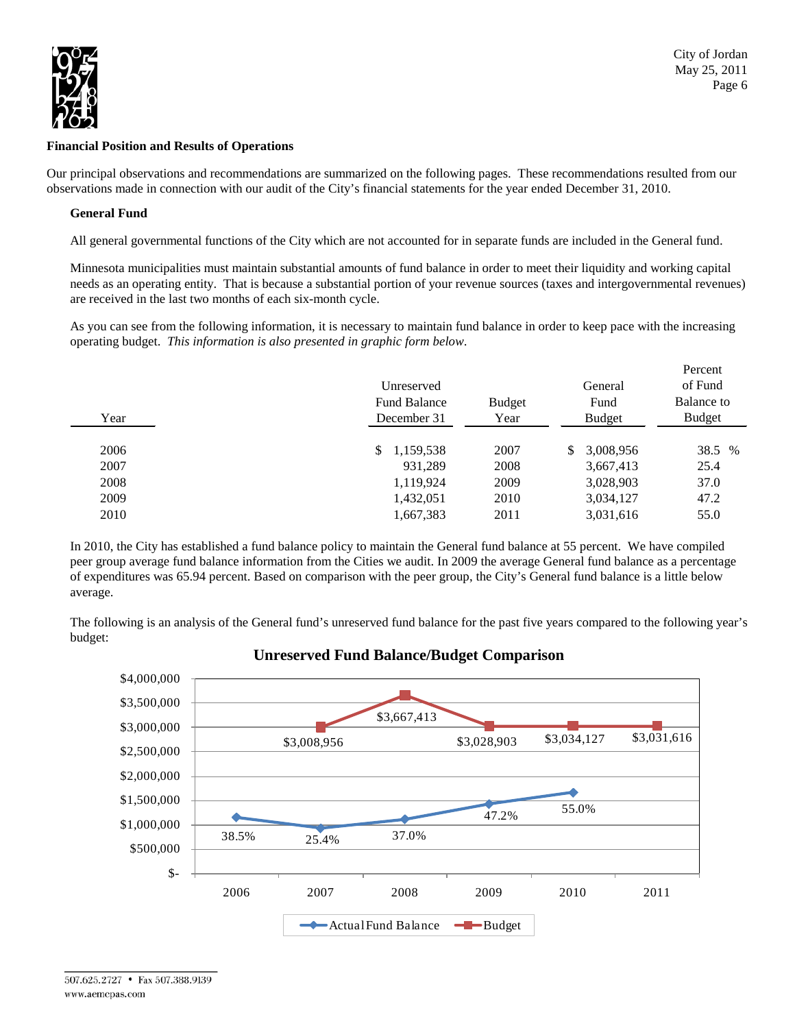### Financial Position and Results of Operations

Our principal observations and recommendations are summarized on the following pages. These recommendations resulted from our observations made in connection with our audit of the City's financial statements for the year ended December 31, 2010.

#### General Fund

All general governmental functions of the City which are not accounted for in separate funds are included in the General fund.

Minnesota municipalities must maintain substantial amounts of fund balance in order to meet their liquidity and working capital needs as an operating entity. That is because a substantial portion of your revenue sources (taxes and intergovernmental revenues) are received in the last two months of each six-month cycle.

As you can see from the following information, it is necessary to maintain fund balance in order to keep pace with the increasing operating budget. *This information is also presented in graphic form below.*

| Year | Unreserved Fund Balance December 31 | Budget Year | General Fund Budget | Percent of Fund Balance to Budget |
|---|---|---|---|---|
| 2006 | $ 1,159,538 | 2007 | $ 3,008,956 | 38.5 % |
| 2007 | 931,289 | 2008 | 3,667,413 | 25.4 |
| 2008 | 1,119,924 | 2009 | 3,028,903 | 37.0 |
| 2009 | 1,432,051 | 2010 | 3,034,127 | 47.2 |
| 2010 | 1,667,383 | 2011 | 3,031,616 | 55.0 |

In 2010, the City has established a fund balance policy to maintain the General fund balance at 55 percent. We have compiled peer group average fund balance information from the Cities we audit. In 2009 the average General fund balance as a percentage of expenditures was 65.94 percent. Based on comparison with the peer group, the City's General fund balance is a little below average.

The following is an analysis of the General fund's unreserved fund balance for the past five years compared to the following year's budget:

**Unreserved Fund Balance/Budget Comparison**

| Year | Actual Fund Balance | Budget |
|---|---|---|
| 2006 | 38.5% | |
| 2007 | 25.4% | $3,008,956 |
| 2008 | 37.0% | $3,667,413 |
| 2009 | 47.2% | $3,028,903 |
| 2010 | 55.0% | $3,034,127 |
| 2011 | | $3,031,616 |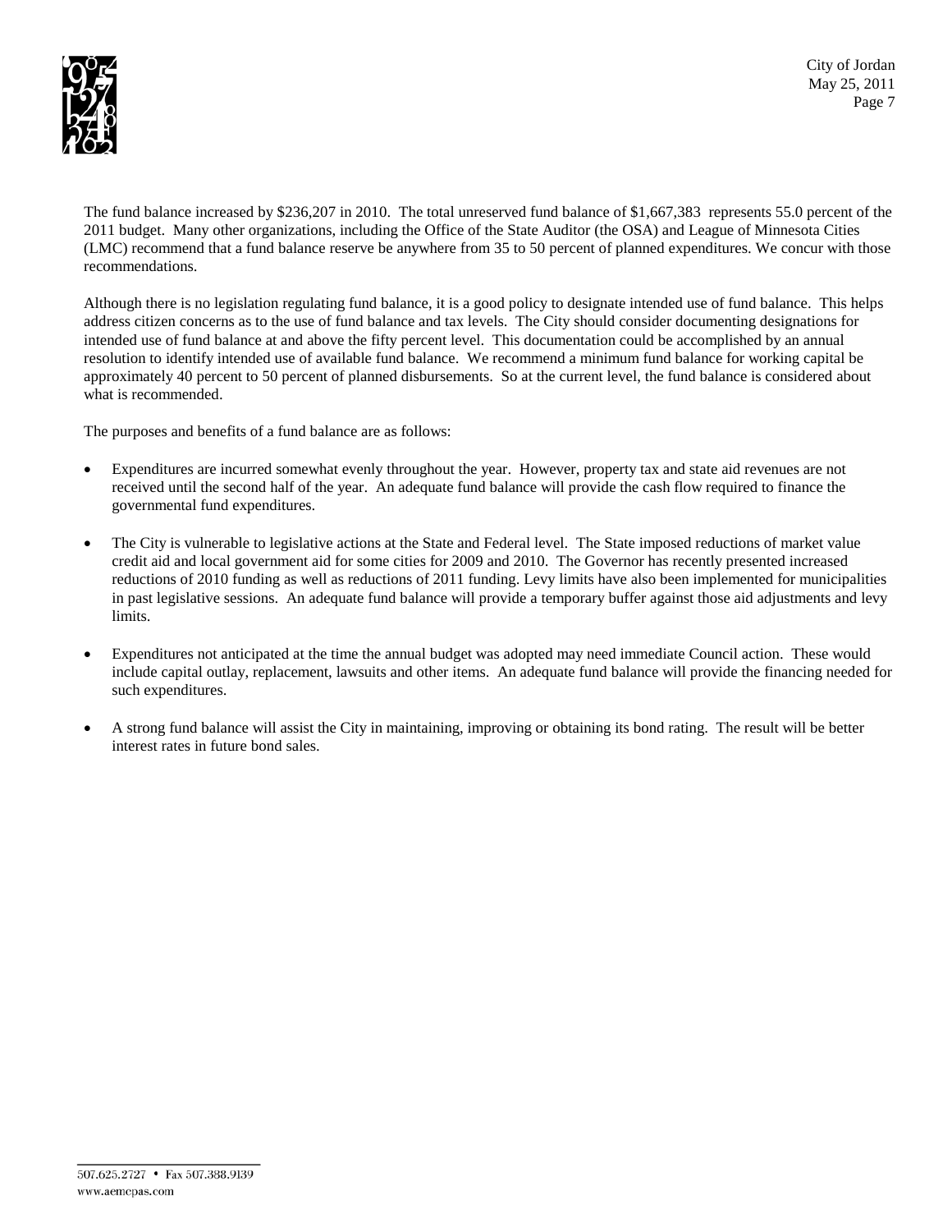The fund balance increased by $236,207 in 2010. The total unreserved fund balance of $1,667,383 represents 55.0 percent of the 2011 budget. Many other organizations, including the Office of the State Auditor (the OSA) and League of Minnesota Cities (LMC) recommend that a fund balance reserve be anywhere from 35 to 50 percent of planned expenditures. We concur with those recommendations.

Although there is no legislation regulating fund balance, it is a good policy to designate intended use of fund balance. This helps address citizen concerns as to the use of fund balance and tax levels. The City should consider documenting designations for intended use of fund balance at and above the fifty percent level. This documentation could be accomplished by an annual resolution to identify intended use of available fund balance. We recommend a minimum fund balance for working capital be approximately 40 percent to 50 percent of planned disbursements. So at the current level, the fund balance is considered about what is recommended.

The purposes and benefits of a fund balance are as follows:

- Expenditures are incurred somewhat evenly throughout the year. However, property tax and state aid revenues are not received until the second half of the year. An adequate fund balance will provide the cash flow required to finance the governmental fund expenditures.

- The City is vulnerable to legislative actions at the State and Federal level. The State imposed reductions of market value credit aid and local government aid for some cities for 2009 and 2010. The Governor has recently presented increased reductions of 2010 funding as well as reductions of 2011 funding. Levy limits have also been implemented for municipalities in past legislative sessions. An adequate fund balance will provide a temporary buffer against those aid adjustments and levy limits.

- Expenditures not anticipated at the time the annual budget was adopted may need immediate Council action. These would include capital outlay, replacement, lawsuits and other items. An adequate fund balance will provide the financing needed for such expenditures.

- A strong fund balance will assist the City in maintaining, improving or obtaining its bond rating. The result will be better interest rates in future bond sales.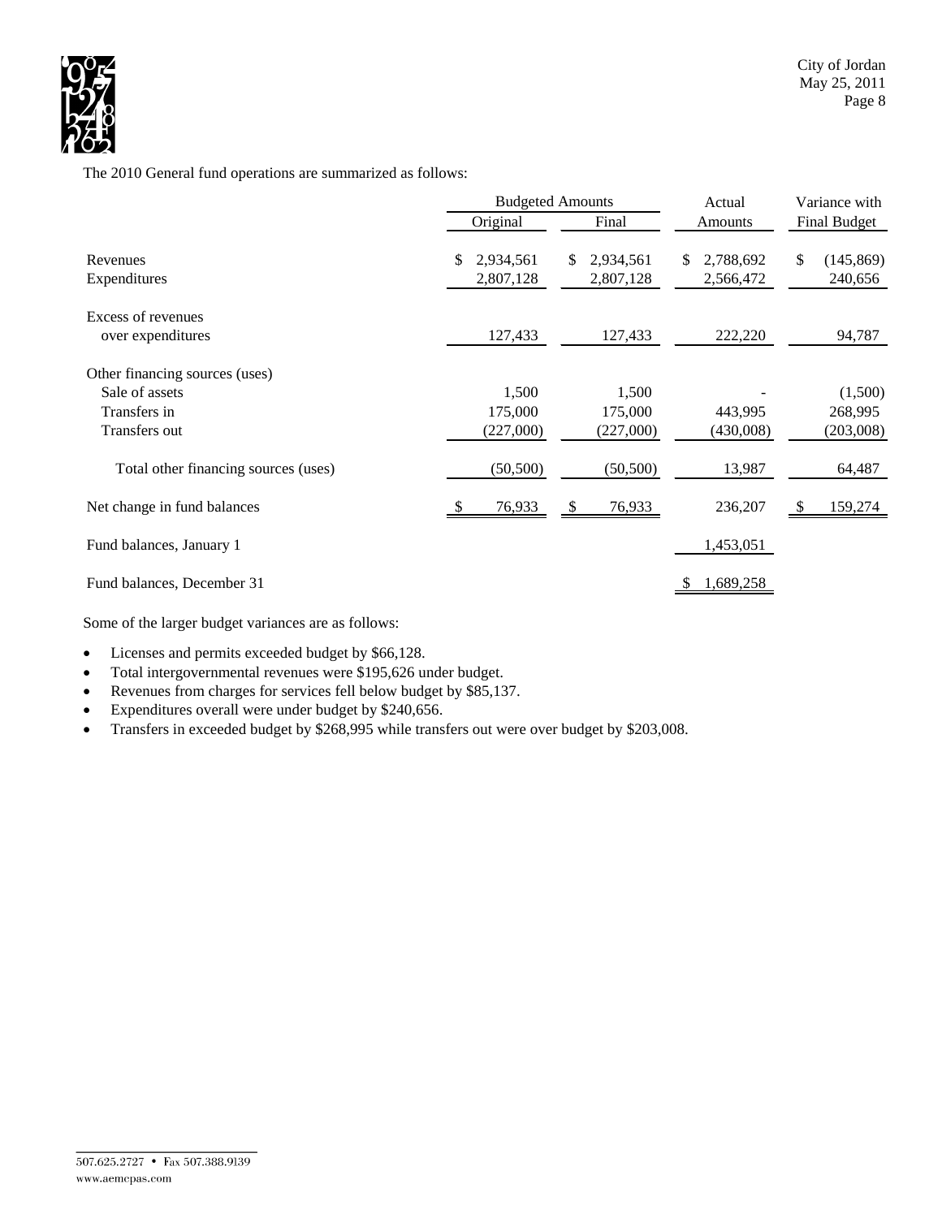The 2010 General fund operations are summarized as follows:

| | Budgeted Amounts | | Actual | Variance with |
|---|---|---|---|---|
| | Original | Final | Amounts | Final Budget |
| Revenues | $ 2,934,561 | $ 2,934,561 | $ 2,788,692 | $ (145,869) |
| Expenditures | 2,807,128 | 2,807,128 | 2,566,472 | 240,656 |
| Excess of revenues over expenditures | 127,433 | 127,433 | 222,220 | 94,787 |
| Other financing sources (uses) | | | | |
| Sale of assets | 1,500 | 1,500 | - | (1,500) |
| Transfers in | 175,000 | 175,000 | 443,995 | 268,995 |
| Transfers out | (227,000) | (227,000) | (430,008) | (203,008) |
| Total other financing sources (uses) | (50,500) | (50,500) | 13,987 | 64,487 |
| Net change in fund balances | $ 76,933 | $ 76,933 | 236,207 | $ 159,274 |
| Fund balances, January 1 | | | 1,453,051 | |
| Fund balances, December 31 | | | $ 1,689,258 | |

Some of the larger budget variances are as follows:

- Licenses and permits exceeded budget by $66,128.
- Total intergovernmental revenues were $195,626 under budget.
- Revenues from charges for services fell below budget by $85,137.
- Expenditures overall were under budget by $240,656.
- Transfers in exceeded budget by $268,995 while transfers out were over budget by $203,008.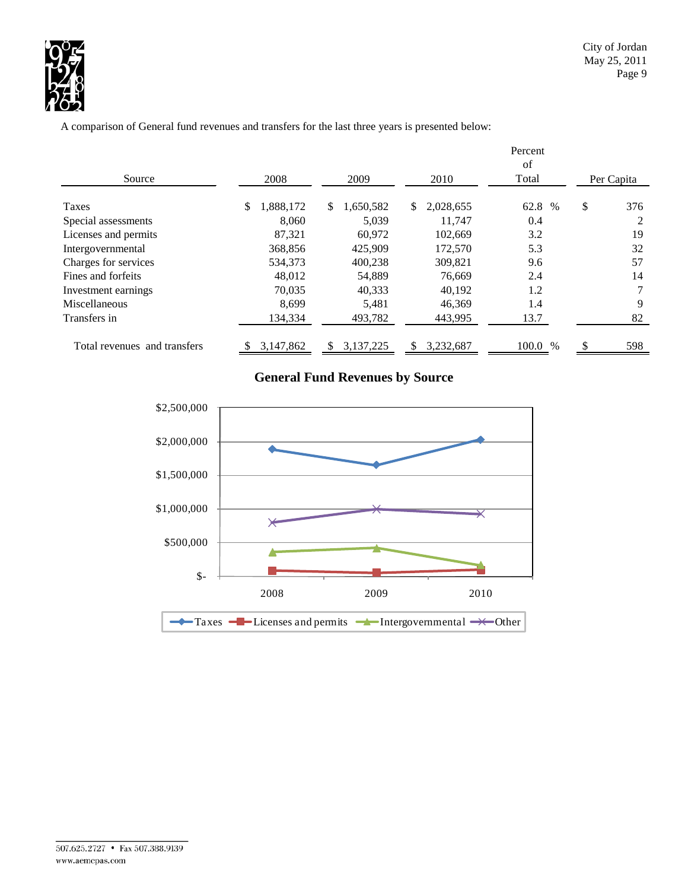A comparison of General fund revenues and transfers for the last three years is presented below:

| Source | 2008 | 2009 | 2010 | Percent of Total | Per Capita |
|---|---|---|---|---|---|
| Taxes | $ 1,888,172 | $ 1,650,582 | $ 2,028,655 | 62.8 % | $ 376 |
| Special assessments | 8,060 | 5,039 | 11,747 | 0.4 | 2 |
| Licenses and permits | 87,321 | 60,972 | 102,669 | 3.2 | 19 |
| Intergovernmental | 368,856 | 425,909 | 172,570 | 5.3 | 32 |
| Charges for services | 534,373 | 400,238 | 309,821 | 9.6 | 57 |
| Fines and forfeits | 48,012 | 54,889 | 76,669 | 2.4 | 14 |
| Investment earnings | 70,035 | 40,333 | 40,192 | 1.2 | 7 |
| Miscellaneous | 8,699 | 5,481 | 46,369 | 1.4 | 9 |
| Transfers in | 134,334 | 493,782 | 443,995 | 13.7 | 82 |
| Total revenues and transfers | $ 3,147,862 | $ 3,137,225 | $ 3,232,687 | 100.0 % | $ 598 |

**General Fund Revenues by Source**

[Line chart: $- to $2,500,000 for 2008, 2009, 2010; series: Taxes, Licenses and permits, Intergovernmental, Other]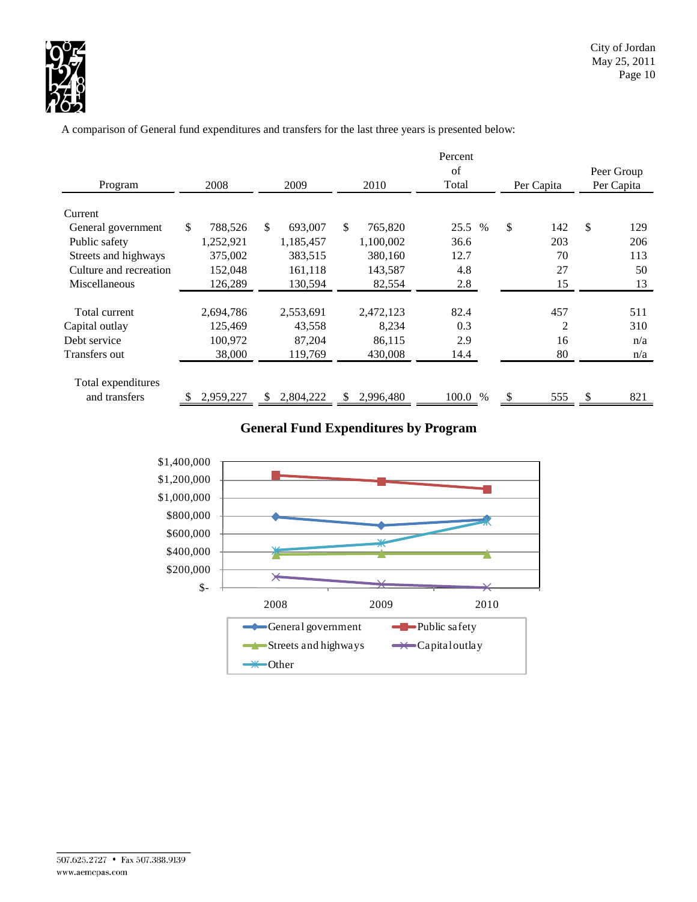A comparison of General fund expenditures and transfers for the last three years is presented below:

| Program | 2008 | 2009 | 2010 | Percent of Total | Per Capita | Peer Group Per Capita |
|---|---|---|---|---|---|---|
| Current | | | | | | |
| General government | $ 788,526 | $ 693,007 | $ 765,820 | 25.5 % | $ 142 | $ 129 |
| Public safety | 1,252,921 | 1,185,457 | 1,100,002 | 36.6 | 203 | 206 |
| Streets and highways | 375,002 | 383,515 | 380,160 | 12.7 | 70 | 113 |
| Culture and recreation | 152,048 | 161,118 | 143,587 | 4.8 | 27 | 50 |
| Miscellaneous | 126,289 | 130,594 | 82,554 | 2.8 | 15 | 13 |
| Total current | 2,694,786 | 2,553,691 | 2,472,123 | 82.4 | 457 | 511 |
| Capital outlay | 125,469 | 43,558 | 8,234 | 0.3 | 2 | 310 |
| Debt service | 100,972 | 87,204 | 86,115 | 2.9 | 16 | n/a |
| Transfers out | 38,000 | 119,769 | 430,008 | 14.4 | 80 | n/a |
| Total expenditures and transfers | $ 2,959,227 | $ 2,804,222 | $ 2,996,480 | 100.0 % | $ 555 | $ 821 |

**General Fund Expenditures by Program**

| Program | 2008 | 2009 | 2010 |
|---|---|---|---|
| General government | 788,526 | 693,007 | 765,820 |
| Public safety | 1,252,921 | 1,185,457 | 1,100,002 |
| Streets and highways | 375,002 | 383,515 | 380,160 |
| Capital outlay | 125,469 | 43,558 | 8,234 |
| Other | ~418,000 | ~500,000 | ~740,000 |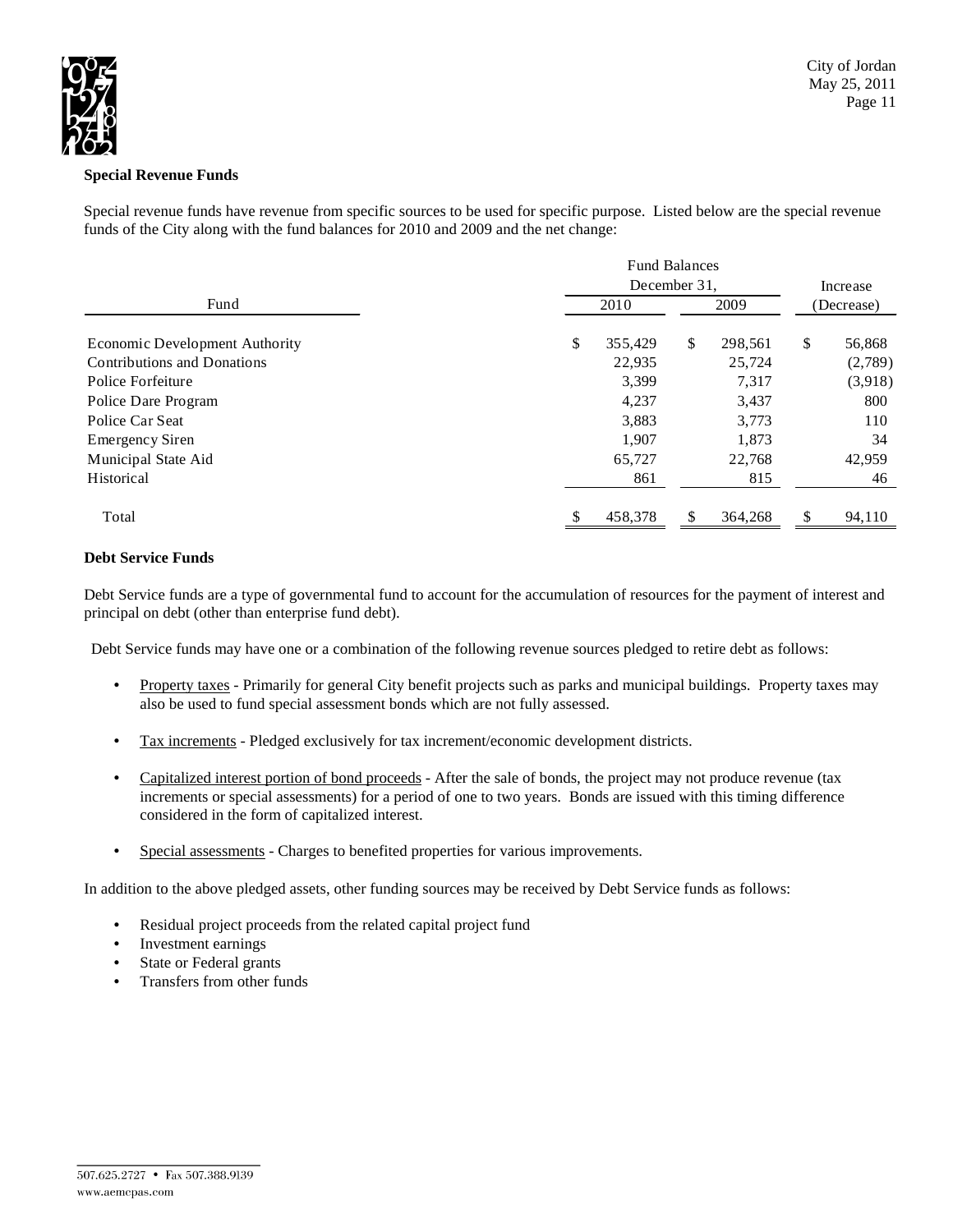**Special Revenue Funds**

Special revenue funds have revenue from specific sources to be used for specific purpose. Listed below are the special revenue funds of the City along with the fund balances for 2010 and 2009 and the net change:

| Fund | Fund Balances December 31, 2010 | Fund Balances December 31, 2009 | Increase (Decrease) |
|---|---|---|---|
| Economic Development Authority | $ 355,429 | $ 298,561 | $ 56,868 |
| Contributions and Donations | 22,935 | 25,724 | (2,789) |
| Police Forfeiture | 3,399 | 7,317 | (3,918) |
| Police Dare Program | 4,237 | 3,437 | 800 |
| Police Car Seat | 3,883 | 3,773 | 110 |
| Emergency Siren | 1,907 | 1,873 | 34 |
| Municipal State Aid | 65,727 | 22,768 | 42,959 |
| Historical | 861 | 815 | 46 |
| Total | $ 458,378 | $ 364,268 | $ 94,110 |

**Debt Service Funds**

Debt Service funds are a type of governmental fund to account for the accumulation of resources for the payment of interest and principal on debt (other than enterprise fund debt).

Debt Service funds may have one or a combination of the following revenue sources pledged to retire debt as follows:

- Property taxes - Primarily for general City benefit projects such as parks and municipal buildings. Property taxes may also be used to fund special assessment bonds which are not fully assessed.
- Tax increments - Pledged exclusively for tax increment/economic development districts.
- Capitalized interest portion of bond proceeds - After the sale of bonds, the project may not produce revenue (tax increments or special assessments) for a period of one to two years. Bonds are issued with this timing difference considered in the form of capitalized interest.
- Special assessments - Charges to benefited properties for various improvements.

In addition to the above pledged assets, other funding sources may be received by Debt Service funds as follows:

- Residual project proceeds from the related capital project fund
- Investment earnings
- State or Federal grants
- Transfers from other funds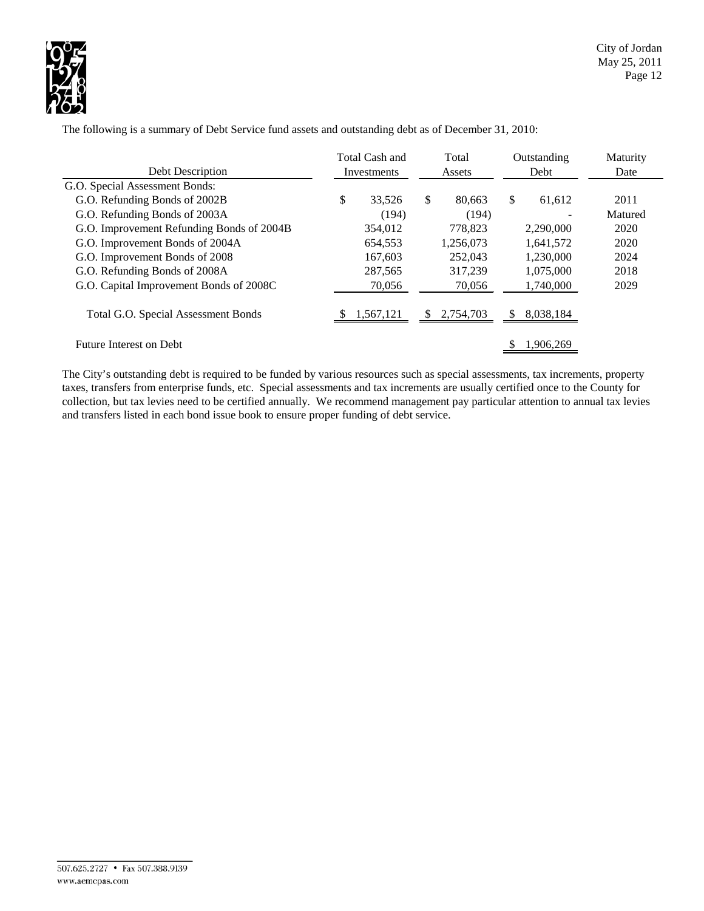The following is a summary of Debt Service fund assets and outstanding debt as of December 31, 2010:

| Debt Description | Total Cash and Investments | Total Assets | Outstanding Debt | Maturity Date |
|---|---|---|---|---|
| G.O. Special Assessment Bonds: | | | | |
| G.O. Refunding Bonds of 2002B | $ 33,526 | $ 80,663 | $ 61,612 | 2011 |
| G.O. Refunding Bonds of 2003A | (194) | (194) | - | Matured |
| G.O. Improvement Refunding Bonds of 2004B | 354,012 | 778,823 | 2,290,000 | 2020 |
| G.O. Improvement Bonds of 2004A | 654,553 | 1,256,073 | 1,641,572 | 2020 |
| G.O. Improvement Bonds of 2008 | 167,603 | 252,043 | 1,230,000 | 2024 |
| G.O. Refunding Bonds of 2008A | 287,565 | 317,239 | 1,075,000 | 2018 |
| G.O. Capital Improvement Bonds of 2008C | 70,056 | 70,056 | 1,740,000 | 2029 |
| Total G.O. Special Assessment Bonds | $ 1,567,121 | $ 2,754,703 | $ 8,038,184 | |
| Future Interest on Debt | | | $ 1,906,269 | |

The City's outstanding debt is required to be funded by various resources such as special assessments, tax increments, property taxes, transfers from enterprise funds, etc. Special assessments and tax increments are usually certified once to the County for collection, but tax levies need to be certified annually. We recommend management pay particular attention to annual tax levies and transfers listed in each bond issue book to ensure proper funding of debt service.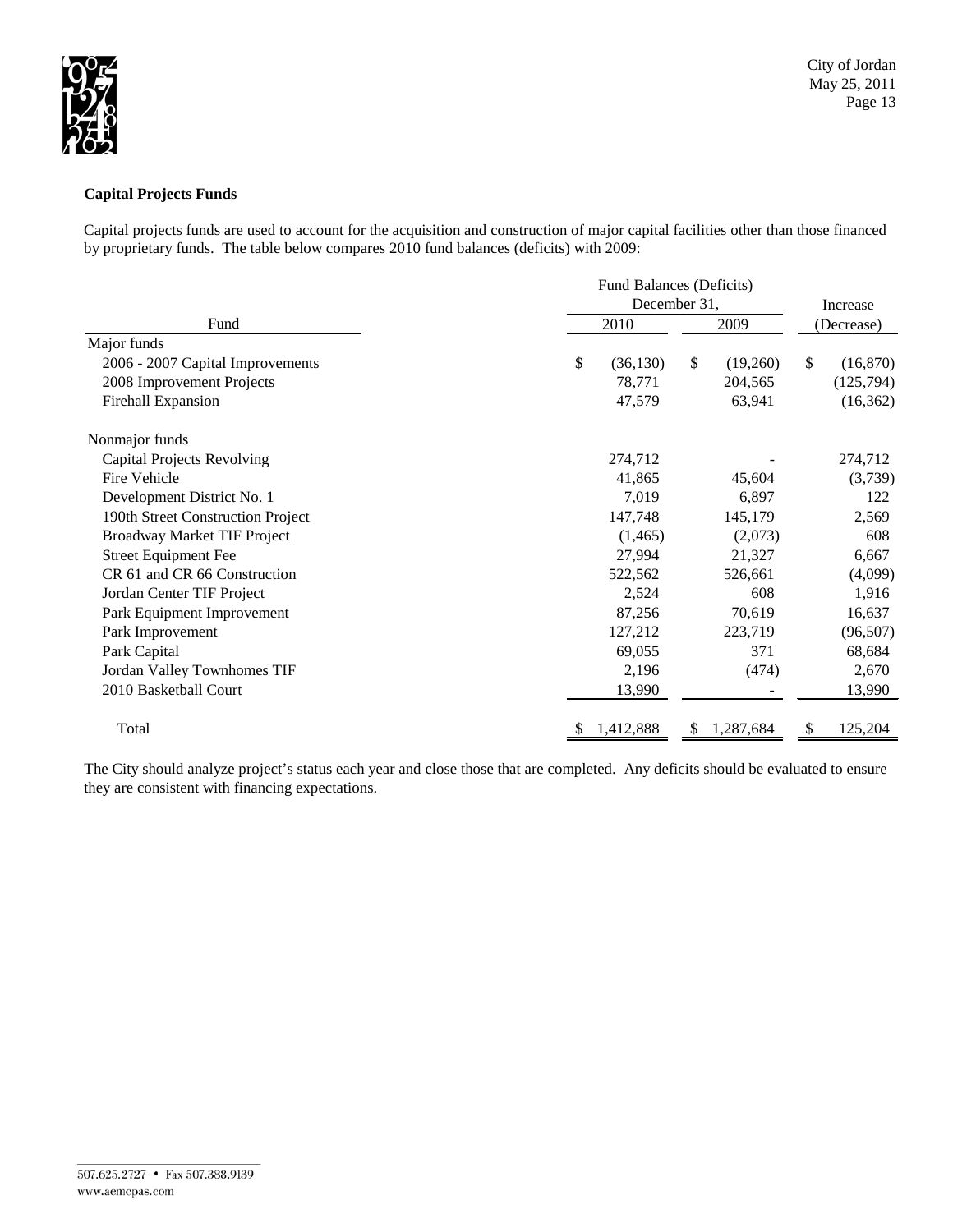**Capital Projects Funds**

Capital projects funds are used to account for the acquisition and construction of major capital facilities other than those financed by proprietary funds. The table below compares 2010 fund balances (deficits) with 2009:

| Fund | Fund Balances (Deficits) December 31, 2010 | Fund Balances (Deficits) December 31, 2009 | Increase (Decrease) |
|---|---|---|---|
| Major funds | | | |
| 2006 - 2007 Capital Improvements | $ (36,130) | $ (19,260) | $ (16,870) |
| 2008 Improvement Projects | 78,771 | 204,565 | (125,794) |
| Firehall Expansion | 47,579 | 63,941 | (16,362) |
| Nonmajor funds | | | |
| Capital Projects Revolving | 274,712 | - | 274,712 |
| Fire Vehicle | 41,865 | 45,604 | (3,739) |
| Development District No. 1 | 7,019 | 6,897 | 122 |
| 190th Street Construction Project | 147,748 | 145,179 | 2,569 |
| Broadway Market TIF Project | (1,465) | (2,073) | 608 |
| Street Equipment Fee | 27,994 | 21,327 | 6,667 |
| CR 61 and CR 66 Construction | 522,562 | 526,661 | (4,099) |
| Jordan Center TIF Project | 2,524 | 608 | 1,916 |
| Park Equipment Improvement | 87,256 | 70,619 | 16,637 |
| Park Improvement | 127,212 | 223,719 | (96,507) |
| Park Capital | 69,055 | 371 | 68,684 |
| Jordan Valley Townhomes TIF | 2,196 | (474) | 2,670 |
| 2010 Basketball Court | 13,990 | - | 13,990 |
| Total | $ 1,412,888 | $ 1,287,684 | $ 125,204 |

The City should analyze project's status each year and close those that are completed. Any deficits should be evaluated to ensure they are consistent with financing expectations.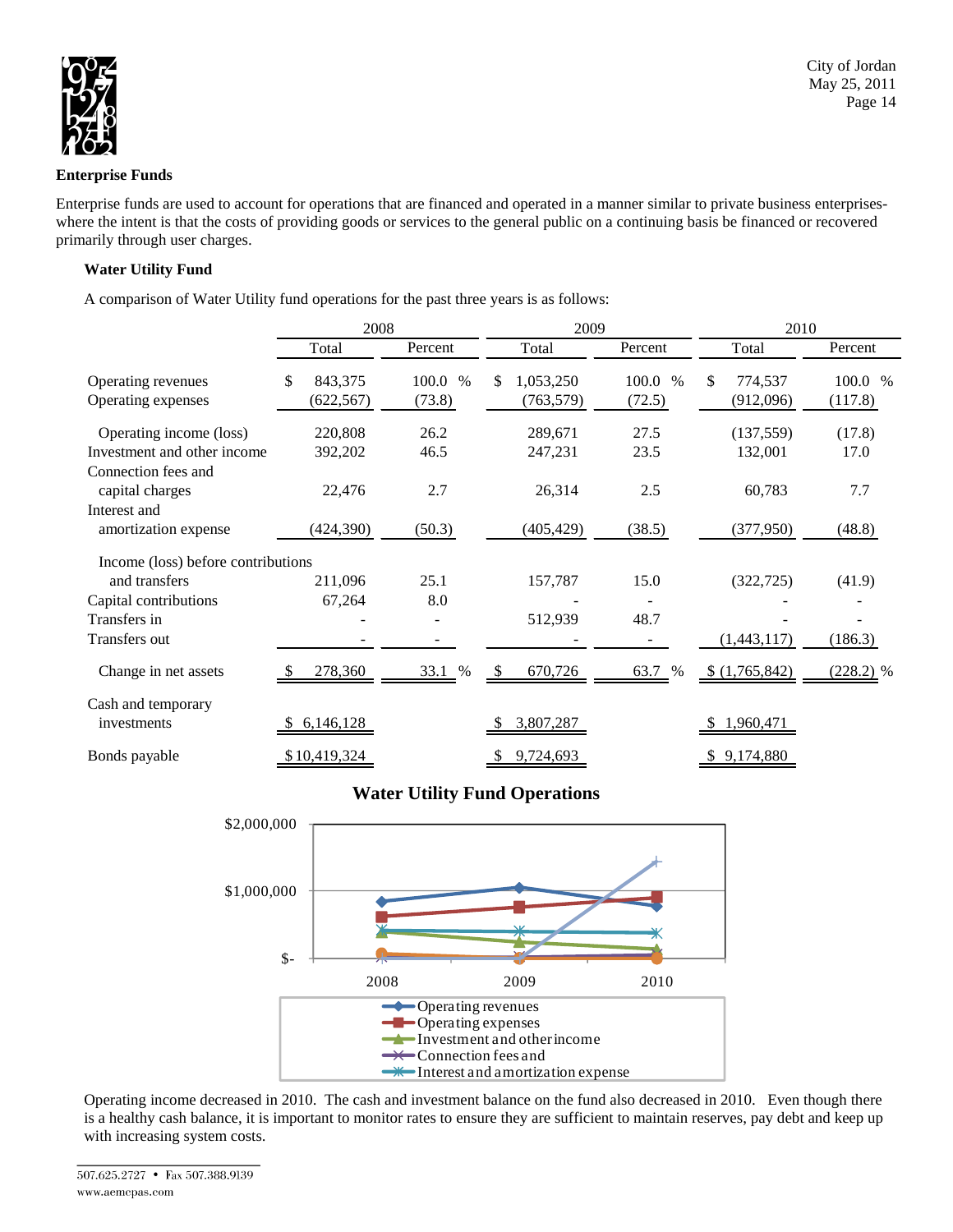## Enterprise Funds

Enterprise funds are used to account for operations that are financed and operated in a manner similar to private business enterprises-where the intent is that the costs of providing goods or services to the general public on a continuing basis be financed or recovered primarily through user charges.

### Water Utility Fund

A comparison of Water Utility fund operations for the past three years is as follows:

| | 2008 | | 2009 | | 2010 | |
|---|---|---|---|---|---|---|
| | Total | Percent | Total | Percent | Total | Percent |
| Operating revenues | $ 843,375 | 100.0 % | $ 1,053,250 | 100.0 % | $ 774,537 | 100.0 % |
| Operating expenses | (622,567) | (73.8) | (763,579) | (72.5) | (912,096) | (117.8) |
| Operating income (loss) | 220,808 | 26.2 | 289,671 | 27.5 | (137,559) | (17.8) |
| Investment and other income | 392,202 | 46.5 | 247,231 | 23.5 | 132,001 | 17.0 |
| Connection fees and capital charges | 22,476 | 2.7 | 26,314 | 2.5 | 60,783 | 7.7 |
| Interest and amortization expense | (424,390) | (50.3) | (405,429) | (38.5) | (377,950) | (48.8) |
| Income (loss) before contributions and transfers | 211,096 | 25.1 | 157,787 | 15.0 | (322,725) | (41.9) |
| Capital contributions | 67,264 | 8.0 | - | - | - | - |
| Transfers in | - | - | 512,939 | 48.7 | - | - |
| Transfers out | - | - | - | - | (1,443,117) | (186.3) |
| Change in net assets | $ 278,360 | 33.1 % | $ 670,726 | 63.7 % | $ (1,765,842) | (228.2) % |
| Cash and temporary investments | $ 6,146,128 | | $ 3,807,287 | | $ 1,960,471 | |
| Bonds payable | $ 10,419,324 | | $ 9,724,693 | | $ 9,174,880 | |

**Water Utility Fund Operations**

Operating income decreased in 2010. The cash and investment balance on the fund also decreased in 2010. Even though there is a healthy cash balance, it is important to monitor rates to ensure they are sufficient to maintain reserves, pay debt and keep up with increasing system costs.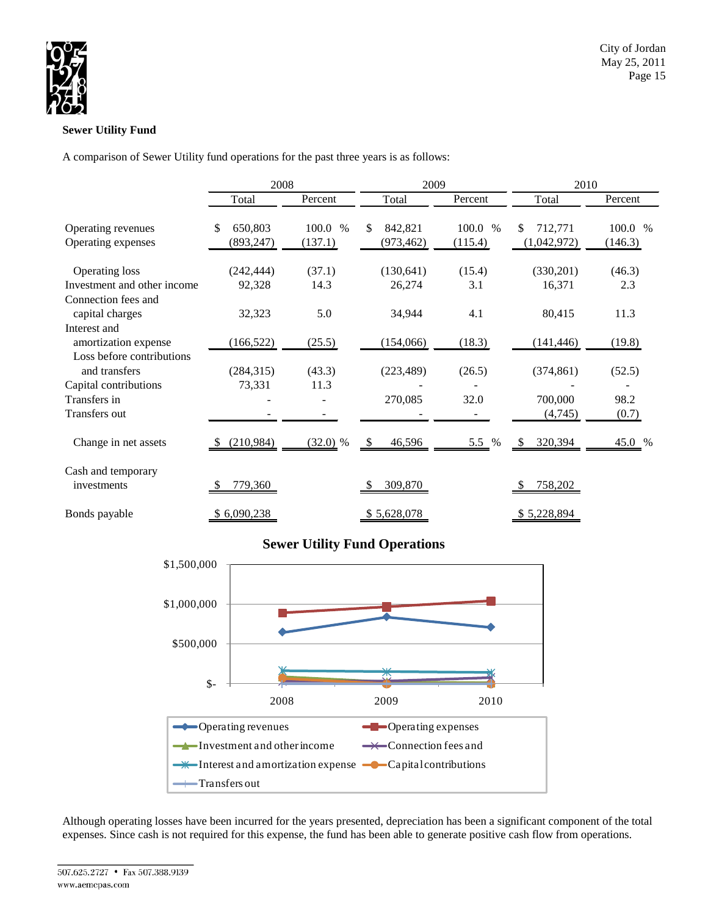### Sewer Utility Fund

A comparison of Sewer Utility fund operations for the past three years is as follows:

| | 2008 | | 2009 | | 2010 | |
|---|---|---|---|---|---|---|
| | Total | Percent | Total | Percent | Total | Percent |
| Operating revenues | $ 650,803 | 100.0 % | $ 842,821 | 100.0 % | $ 712,771 | 100.0 % |
| Operating expenses | (893,247) | (137.1) | (973,462) | (115.4) | (1,042,972) | (146.3) |
| Operating loss | (242,444) | (37.1) | (130,641) | (15.4) | (330,201) | (46.3) |
| Investment and other income | 92,328 | 14.3 | 26,274 | 3.1 | 16,371 | 2.3 |
| Connection fees and capital charges | 32,323 | 5.0 | 34,944 | 4.1 | 80,415 | 11.3 |
| Interest and amortization expense | (166,522) | (25.5) | (154,066) | (18.3) | (141,446) | (19.8) |
| Loss before contributions and transfers | (284,315) | (43.3) | (223,489) | (26.5) | (374,861) | (52.5) |
| Capital contributions | 73,331 | 11.3 | - | - | - | - |
| Transfers in | - | - | 270,085 | 32.0 | 700,000 | 98.2 |
| Transfers out | - | - | - | - | (4,745) | (0.7) |
| Change in net assets | $ (210,984) | (32.0) % | $ 46,596 | 5.5 % | $ 320,394 | 45.0 % |
| Cash and temporary investments | $ 779,360 | | $ 309,870 | | $ 758,202 | |
| Bonds payable | $ 6,090,238 | | $ 5,628,078 | | $ 5,228,894 | |

**Sewer Utility Fund Operations**

Although operating losses have been incurred for the years presented, depreciation has been a significant component of the total expenses. Since cash is not required for this expense, the fund has been able to generate positive cash flow from operations.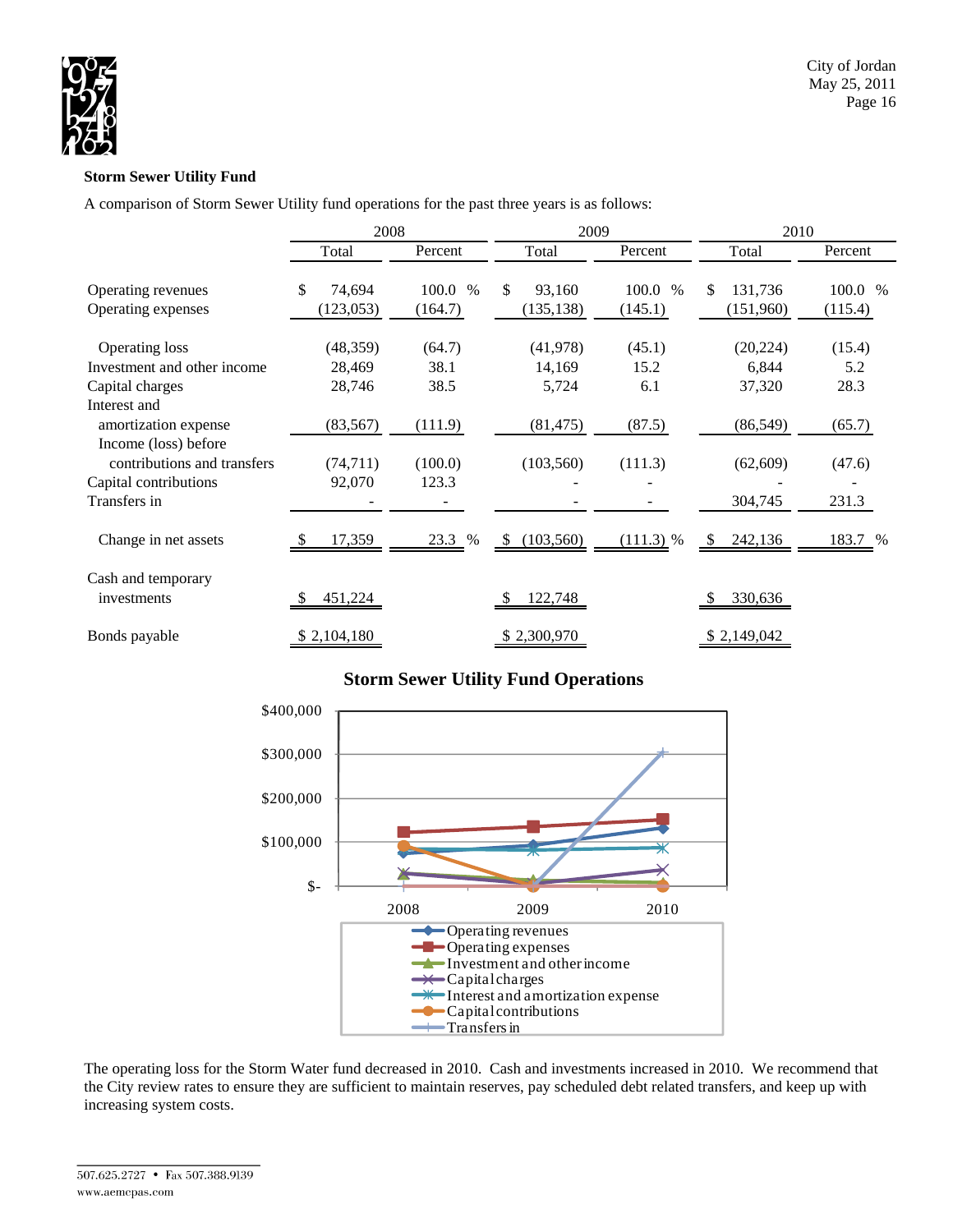**Storm Sewer Utility Fund**

A comparison of Storm Sewer Utility fund operations for the past three years is as follows:

| | 2008 | | 2009 | | 2010 | |
|---|---|---|---|---|---|---|
| | Total | Percent | Total | Percent | Total | Percent |
| Operating revenues | $ 74,694 | 100.0 % | $ 93,160 | 100.0 % | $ 131,736 | 100.0 % |
| Operating expenses | (123,053) | (164.7) | (135,138) | (145.1) | (151,960) | (115.4) |
| Operating loss | (48,359) | (64.7) | (41,978) | (45.1) | (20,224) | (15.4) |
| Investment and other income | 28,469 | 38.1 | 14,169 | 15.2 | 6,844 | 5.2 |
| Capital charges | 28,746 | 38.5 | 5,724 | 6.1 | 37,320 | 28.3 |
| Interest and amortization expense | (83,567) | (111.9) | (81,475) | (87.5) | (86,549) | (65.7) |
| Income (loss) before contributions and transfers | (74,711) | (100.0) | (103,560) | (111.3) | (62,609) | (47.6) |
| Capital contributions | 92,070 | 123.3 | - | - | - | - |
| Transfers in | - | - | - | - | 304,745 | 231.3 |
| Change in net assets | $ 17,359 | 23.3 % | $ (103,560) | (111.3) % | $ 242,136 | 183.7 % |
| Cash and temporary investments | $ 451,224 | | $ 122,748 | | $ 330,636 | |
| Bonds payable | $ 2,104,180 | | $ 2,300,970 | | $ 2,149,042 | |

**Storm Sewer Utility Fund Operations**

The operating loss for the Storm Water fund decreased in 2010. Cash and investments increased in 2010. We recommend that the City review rates to ensure they are sufficient to maintain reserves, pay scheduled debt related transfers, and keep up with increasing system costs.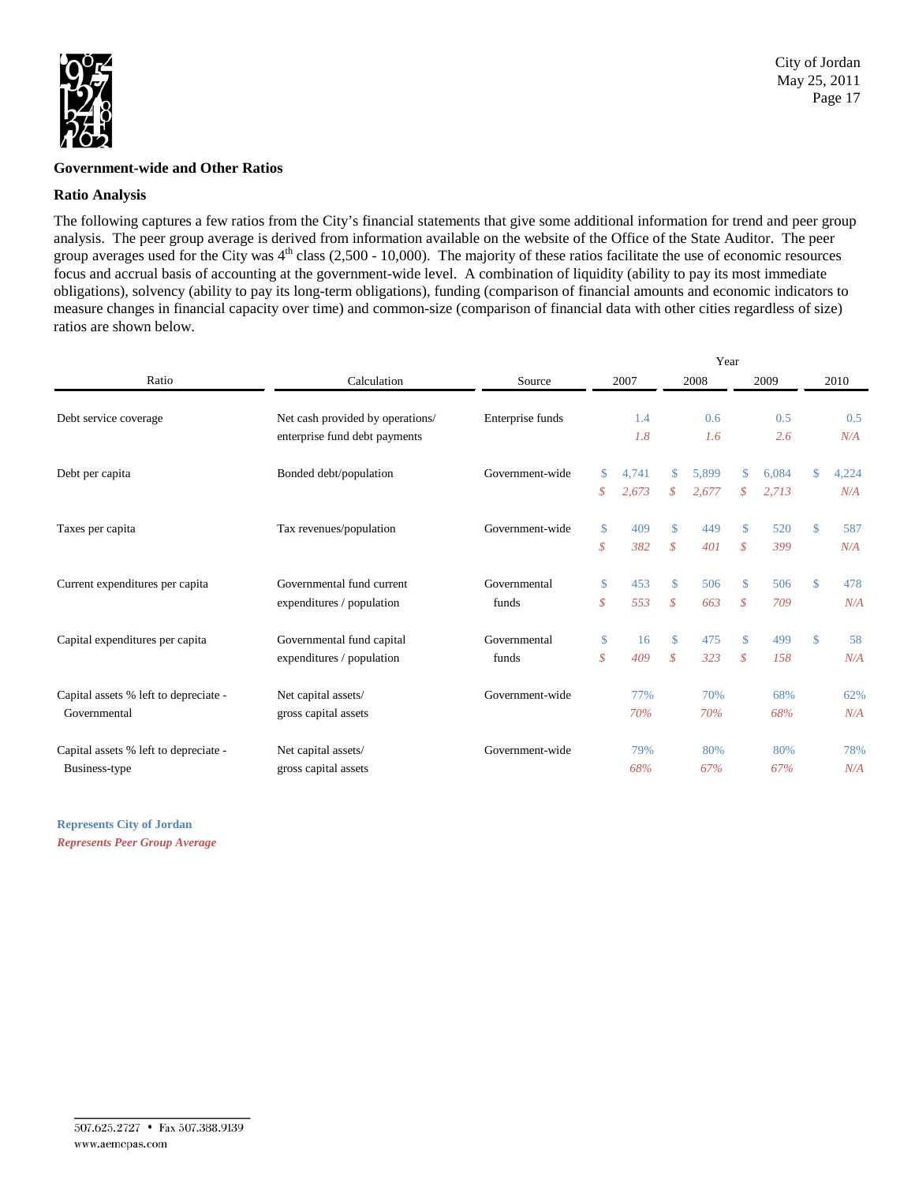**Government-wide and Other Ratios**

**Ratio Analysis**

The following captures a few ratios from the City's financial statements that give some additional information for trend and peer group analysis. The peer group average is derived from information available on the website of the Office of the State Auditor. The peer group averages used for the City was 4th class (2,500 - 10,000). The majority of these ratios facilitate the use of economic resources focus and accrual basis of accounting at the government-wide level. A combination of liquidity (ability to pay its most immediate obligations), solvency (ability to pay its long-term obligations), funding (comparison of financial amounts and economic indicators to measure changes in financial capacity over time) and common-size (comparison of financial data with other cities regardless of size) ratios are shown below.

| Ratio | Calculation | Source | 2007 | 2008 | 2009 | 2010 |
|---|---|---|---|---|---|---|
| Debt service coverage | Net cash provided by operations/ enterprise fund debt payments | Enterprise funds | 1.4 | 0.6 | 0.5 | 0.5 |
| | | | *1.8* | *1.6* | *2.6* | *N/A* |
| Debt per capita | Bonded debt/population | Government-wide | $ 4,741 | $ 5,899 | $ 6,084 | $ 4,224 |
| | | | *$ 2,673* | *$ 2,677* | *$ 2,713* | *N/A* |
| Taxes per capita | Tax revenues/population | Government-wide | $ 409 | $ 449 | $ 520 | $ 587 |
| | | | *$ 382* | *$ 401* | *$ 399* | *N/A* |
| Current expenditures per capita | Governmental fund current expenditures / population | Governmental funds | $ 453 | $ 506 | $ 506 | $ 478 |
| | | | *$ 553* | *$ 663* | *$ 709* | *N/A* |
| Capital expenditures per capita | Governmental fund capital expenditures / population | Governmental funds | $ 16 | $ 475 | $ 499 | $ 58 |
| | | | *$ 409* | *$ 323* | *$ 158* | *N/A* |
| Capital assets % left to depreciate - Governmental | Net capital assets/ gross capital assets | Government-wide | 77% | 70% | 68% | 62% |
| | | | *70%* | *70%* | *68%* | *N/A* |
| Capital assets % left to depreciate - Business-type | Net capital assets/ gross capital assets | Government-wide | 79% | 80% | 80% | 78% |
| | | | *68%* | *67%* | *67%* | *N/A* |

**Represents City of Jordan**

***Represents Peer Group Average***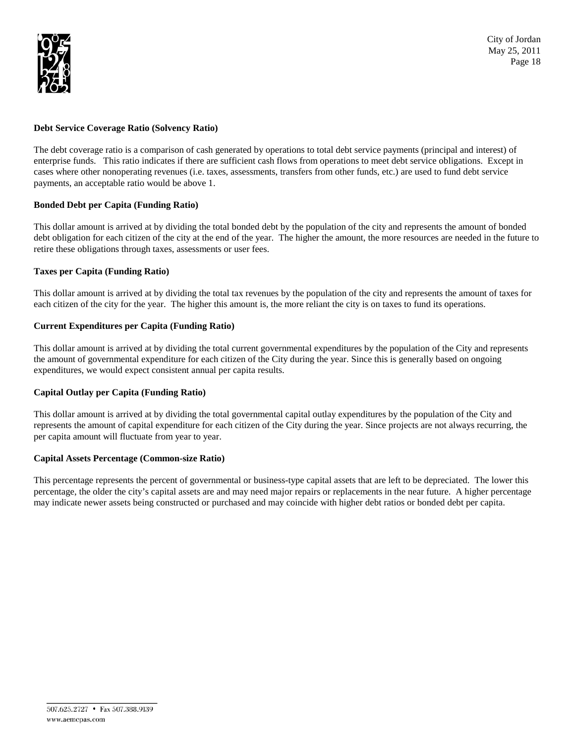**Debt Service Coverage Ratio (Solvency Ratio)**

The debt coverage ratio is a comparison of cash generated by operations to total debt service payments (principal and interest) of enterprise funds. This ratio indicates if there are sufficient cash flows from operations to meet debt service obligations. Except in cases where other nonoperating revenues (i.e. taxes, assessments, transfers from other funds, etc.) are used to fund debt service payments, an acceptable ratio would be above 1.

**Bonded Debt per Capita (Funding Ratio)**

This dollar amount is arrived at by dividing the total bonded debt by the population of the city and represents the amount of bonded debt obligation for each citizen of the city at the end of the year. The higher the amount, the more resources are needed in the future to retire these obligations through taxes, assessments or user fees.

**Taxes per Capita (Funding Ratio)**

This dollar amount is arrived at by dividing the total tax revenues by the population of the city and represents the amount of taxes for each citizen of the city for the year. The higher this amount is, the more reliant the city is on taxes to fund its operations.

**Current Expenditures per Capita (Funding Ratio)**

This dollar amount is arrived at by dividing the total current governmental expenditures by the population of the City and represents the amount of governmental expenditure for each citizen of the City during the year. Since this is generally based on ongoing expenditures, we would expect consistent annual per capita results.

**Capital Outlay per Capita (Funding Ratio)**

This dollar amount is arrived at by dividing the total governmental capital outlay expenditures by the population of the City and represents the amount of capital expenditure for each citizen of the City during the year. Since projects are not always recurring, the per capita amount will fluctuate from year to year.

**Capital Assets Percentage (Common-size Ratio)**

This percentage represents the percent of governmental or business-type capital assets that are left to be depreciated. The lower this percentage, the older the city's capital assets are and may need major repairs or replacements in the near future. A higher percentage may indicate newer assets being constructed or purchased and may coincide with higher debt ratios or bonded debt per capita.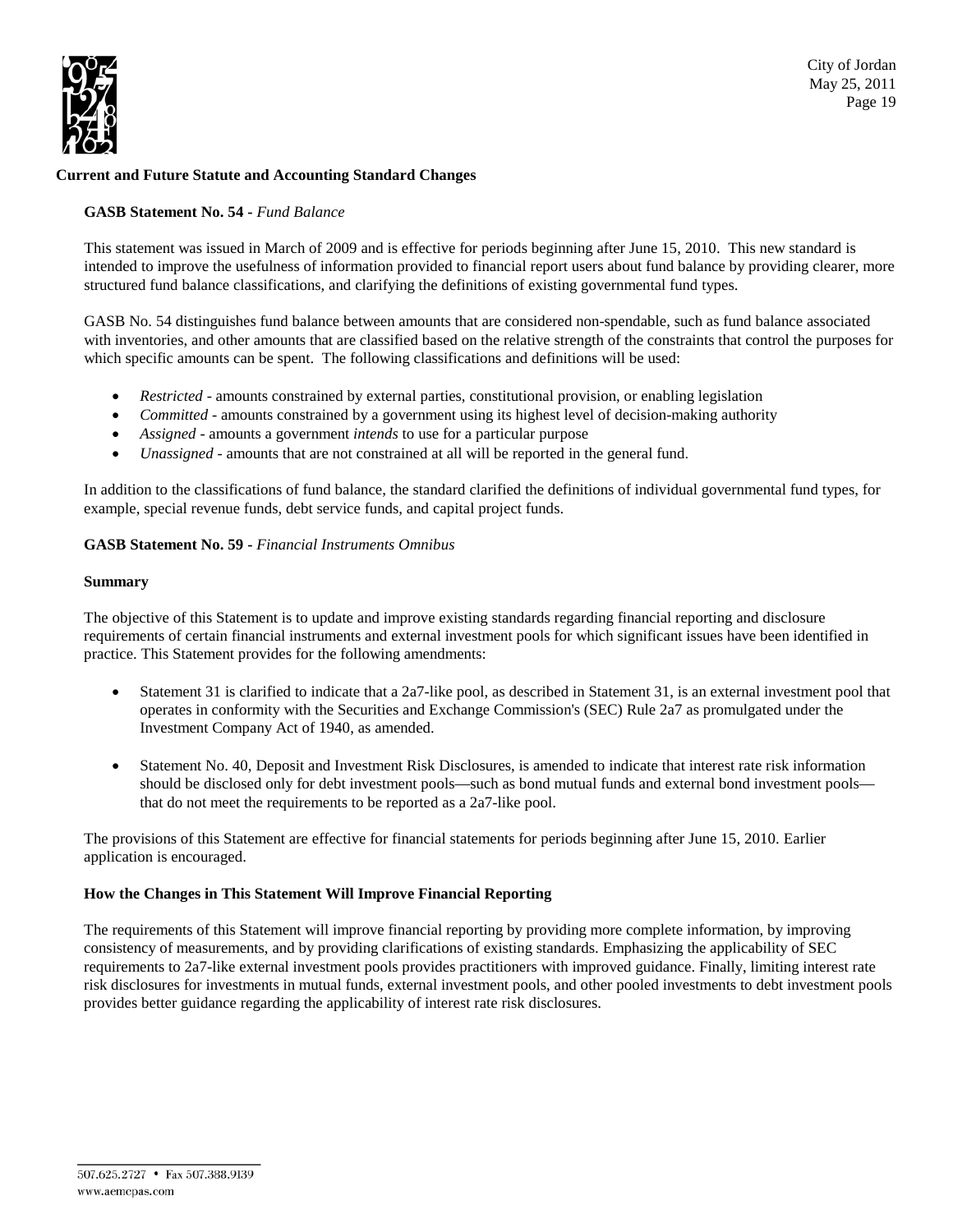## Current and Future Statute and Accounting Standard Changes

### **GASB Statement No. 54 -** *Fund Balance*

This statement was issued in March of 2009 and is effective for periods beginning after June 15, 2010. This new standard is intended to improve the usefulness of information provided to financial report users about fund balance by providing clearer, more structured fund balance classifications, and clarifying the definitions of existing governmental fund types.

GASB No. 54 distinguishes fund balance between amounts that are considered non-spendable, such as fund balance associated with inventories, and other amounts that are classified based on the relative strength of the constraints that control the purposes for which specific amounts can be spent. The following classifications and definitions will be used:

- *Restricted* - amounts constrained by external parties, constitutional provision, or enabling legislation
- *Committed* - amounts constrained by a government using its highest level of decision-making authority
- *Assigned* - amounts a government *intends* to use for a particular purpose
- *Unassigned* - amounts that are not constrained at all will be reported in the general fund.

In addition to the classifications of fund balance, the standard clarified the definitions of individual governmental fund types, for example, special revenue funds, debt service funds, and capital project funds.

### **GASB Statement No. 59 -** *Financial Instruments Omnibus*

**Summary**

The objective of this Statement is to update and improve existing standards regarding financial reporting and disclosure requirements of certain financial instruments and external investment pools for which significant issues have been identified in practice. This Statement provides for the following amendments:

- Statement 31 is clarified to indicate that a 2a7-like pool, as described in Statement 31, is an external investment pool that operates in conformity with the Securities and Exchange Commission's (SEC) Rule 2a7 as promulgated under the Investment Company Act of 1940, as amended.

- Statement No. 40, Deposit and Investment Risk Disclosures, is amended to indicate that interest rate risk information should be disclosed only for debt investment pools—such as bond mutual funds and external bond investment pools—that do not meet the requirements to be reported as a 2a7-like pool.

The provisions of this Statement are effective for financial statements for periods beginning after June 15, 2010. Earlier application is encouraged.

**How the Changes in This Statement Will Improve Financial Reporting**

The requirements of this Statement will improve financial reporting by providing more complete information, by improving consistency of measurements, and by providing clarifications of existing standards. Emphasizing the applicability of SEC requirements to 2a7-like external investment pools provides practitioners with improved guidance. Finally, limiting interest rate risk disclosures for investments in mutual funds, external investment pools, and other pooled investments to debt investment pools provides better guidance regarding the applicability of interest rate risk disclosures.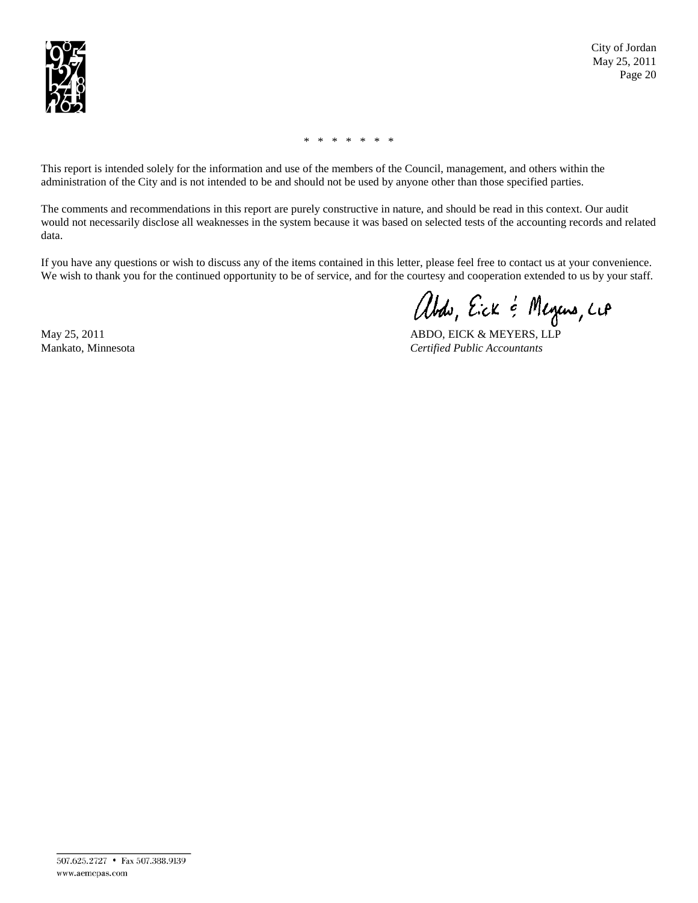\* \* \* \* \* \* \*

This report is intended solely for the information and use of the members of the Council, management, and others within the administration of the City and is not intended to be and should not be used by anyone other than those specified parties.

The comments and recommendations in this report are purely constructive in nature, and should be read in this context. Our audit would not necessarily disclose all weaknesses in the system because it was based on selected tests of the accounting records and related data.

If you have any questions or wish to discuss any of the items contained in this letter, please feel free to contact us at your convenience. We wish to thank you for the continued opportunity to be of service, and for the courtesy and cooperation extended to us by your staff.

Abdo, Eick & Meyers, LLP

May 25, 2011
Mankato, Minnesota

ABDO, EICK & MEYERS, LLP
*Certified Public Accountants*

507.625.2727 • Fax 507.388.9139
www.aemcpas.com